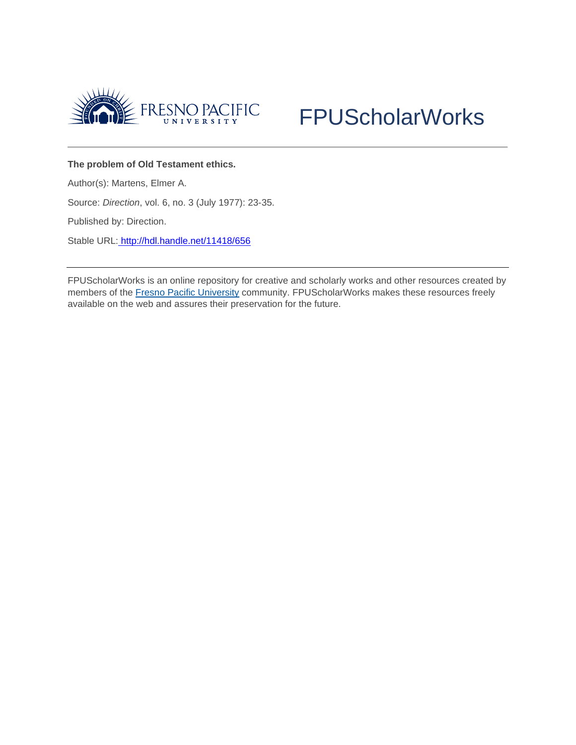FRESNO PACIFIC UNIVERSITY

# FPUScholarWorks

**The problem of Old Testament ethics.**

Author(s): Martens, Elmer A.

Source: *Direction*, vol. 6, no. 3 (July 1977): 23-35.

Published by: Direction.

Stable URL: http://hdl.handle.net/11418/656

---

FPUScholarWorks is an online repository for creative and scholarly works and other resources created by members of the Fresno Pacific University community. FPUScholarWorks makes these resources freely available on the web and assures their preservation for the future.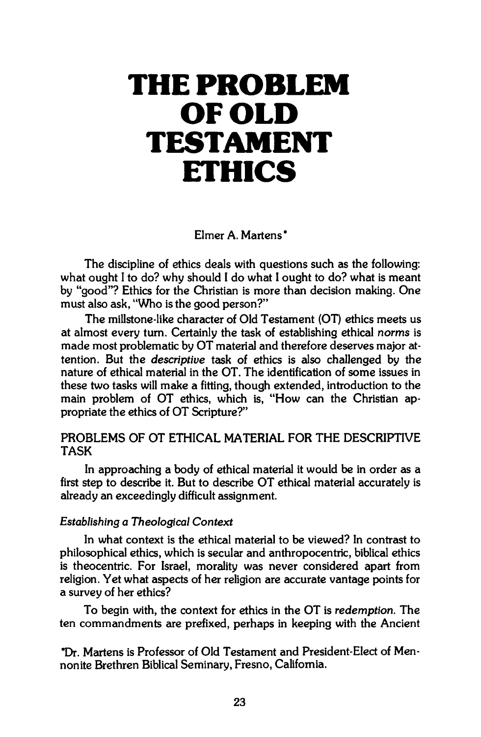// THE PROBLEM OF OLD TESTAMENT ETHICS

Elmer A. Martens*

The discipline of ethics deals with questions such as the following: what ought I to do? why should I do what I ought to do? what is meant by "good"? Ethics for the Christian is more than decision making. One must also ask, "Who is the good person?"

The millstone-like character of Old Testament (OT) ethics meets us at almost every turn. Certainly the task of establishing ethical *norms* is made most problematic by OT material and therefore deserves major attention. But the *descriptive* task of ethics is also challenged by the nature of ethical material in the OT. The identification of some issues in these two tasks will make a fitting, though extended, introduction to the main problem of OT ethics, which is, "How can the Christian appropriate the ethics of OT Scripture?"

## PROBLEMS OF OT ETHICAL MATERIAL FOR THE DESCRIPTIVE TASK

In approaching a body of ethical material it would be in order as a first step to describe it. But to describe OT ethical material accurately is already an exceedingly difficult assignment.

### *Establishing a Theological Context*

In what context is the ethical material to be viewed? In contrast to philosophical ethics, which is secular and anthropocentric, biblical ethics is theocentric. For Israel, morality was never considered apart from religion. Yet what aspects of her religion are accurate vantage points for a survey of her ethics?

To begin with, the context for ethics in the OT is *redemption*. The ten commandments are prefixed, perhaps in keeping with the Ancient

*Dr. Martens is Professor of Old Testament and President-Elect of Mennonite Brethren Biblical Seminary, Fresno, California.

# THE PROBLEM OF OLD TESTAMENT ETHICS

Elmer A. Martens*

The discipline of ethics deals with questions such as the following: what ought I to do? why should I do what I ought to do? what is meant by "good"? Ethics for the Christian is more than decision making. One must also ask, "Who is the good person?"

The millstone-like character of Old Testament (OT) ethics meets us at almost every turn. Certainly the task of establishing ethical *norms* is made most problematic by OT material and therefore deserves major attention. But the *descriptive* task of ethics is also challenged by the nature of ethical material in the OT. The identification of some issues in these two tasks will make a fitting, though extended, introduction to the main problem of OT ethics, which is, "How can the Christian appropriate the ethics of OT Scripture?"

## PROBLEMS OF OT ETHICAL MATERIAL FOR THE DESCRIPTIVE TASK

In approaching a body of ethical material it would be in order as a first step to describe it. But to describe OT ethical material accurately is already an exceedingly difficult assignment.

### *Establishing a Theological Context*

In what context is the ethical material to be viewed? In contrast to philosophical ethics, which is secular and anthropocentric, biblical ethics is theocentric. For Israel, morality was never considered apart from religion. Yet what aspects of her religion are accurate vantage points for a survey of her ethics?

To begin with, the context for ethics in the OT is *redemption*. The ten commandments are prefixed, perhaps in keeping with the Ancient

*Dr. Martens is Professor of Old Testament and President-Elect of Mennonite Brethren Biblical Seminary, Fresno, California.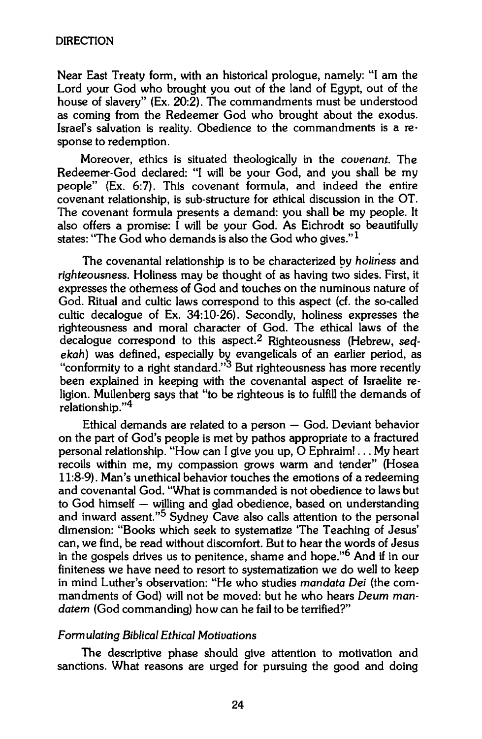Near East Treaty form, with an historical prologue, namely: "I am the Lord your God who brought you out of the land of Egypt, out of the house of slavery" (Ex. 20:2). The commandments must be understood as coming from the Redeemer God who brought about the exodus. Israel's salvation is reality. Obedience to the commandments is a response to redemption.

Moreover, ethics is situated theologically in the *covenant*. The Redeemer-God declared: "I will be your God, and you shall be my people" (Ex. 6:7). This covenant formula, and indeed the entire covenant relationship, is sub-structure for ethical discussion in the OT. The covenant formula presents a demand: you shall be my people. It also offers a promise: I will be your God. As Eichrodt so beautifully states: "The God who demands is also the God who gives."[1]

The covenantal relationship is to be characterized by *holiness* and *righteousness*. Holiness may be thought of as having two sides. First, it expresses the otherness of God and touches on the numinous nature of God. Ritual and cultic laws correspond to this aspect (cf. the so-called cultic decalogue of Ex. 34:10-26). Secondly, holiness expresses the righteousness and moral character of God. The ethical laws of the decalogue correspond to this aspect.[2] Righteousness (Hebrew, *sedekah*) was defined, especially by evangelicals of an earlier period, as "conformity to a right standard."[3] But righteousness has more recently been explained in keeping with the covenantal aspect of Israelite religion. Muilenberg says that "to be righteous is to fulfill the demands of relationship."[4]

Ethical demands are related to a person — God. Deviant behavior on the part of God's people is met by pathos appropriate to a fractured personal relationship. "How can I give you up, O Ephraim! . . . My heart recoils within me, my compassion grows warm and tender" (Hosea 11:8-9). Man's unethical behavior touches the emotions of a redeeming and covenantal God. "What is commanded is not obedience to laws but to God himself — willing and glad obedience, based on understanding and inward assent."[5] Sydney Cave also calls attention to the personal dimension: "Books which seek to systematize 'The Teaching of Jesus' can, we find, be read without discomfort. But to hear the words of Jesus in the gospels drives us to penitence, shame and hope."[6] And if in our finiteness we have need to resort to systematization we do well to keep in mind Luther's observation: "He who studies *mandata Dei* (the commandments of God) will not be moved: but he who hears *Deum mandatem* (God commanding) how can he fail to be terrified?"

### *Formulating Biblical Ethical Motivations*

The descriptive phase should give attention to motivation and sanctions. What reasons are urged for pursuing the good and doing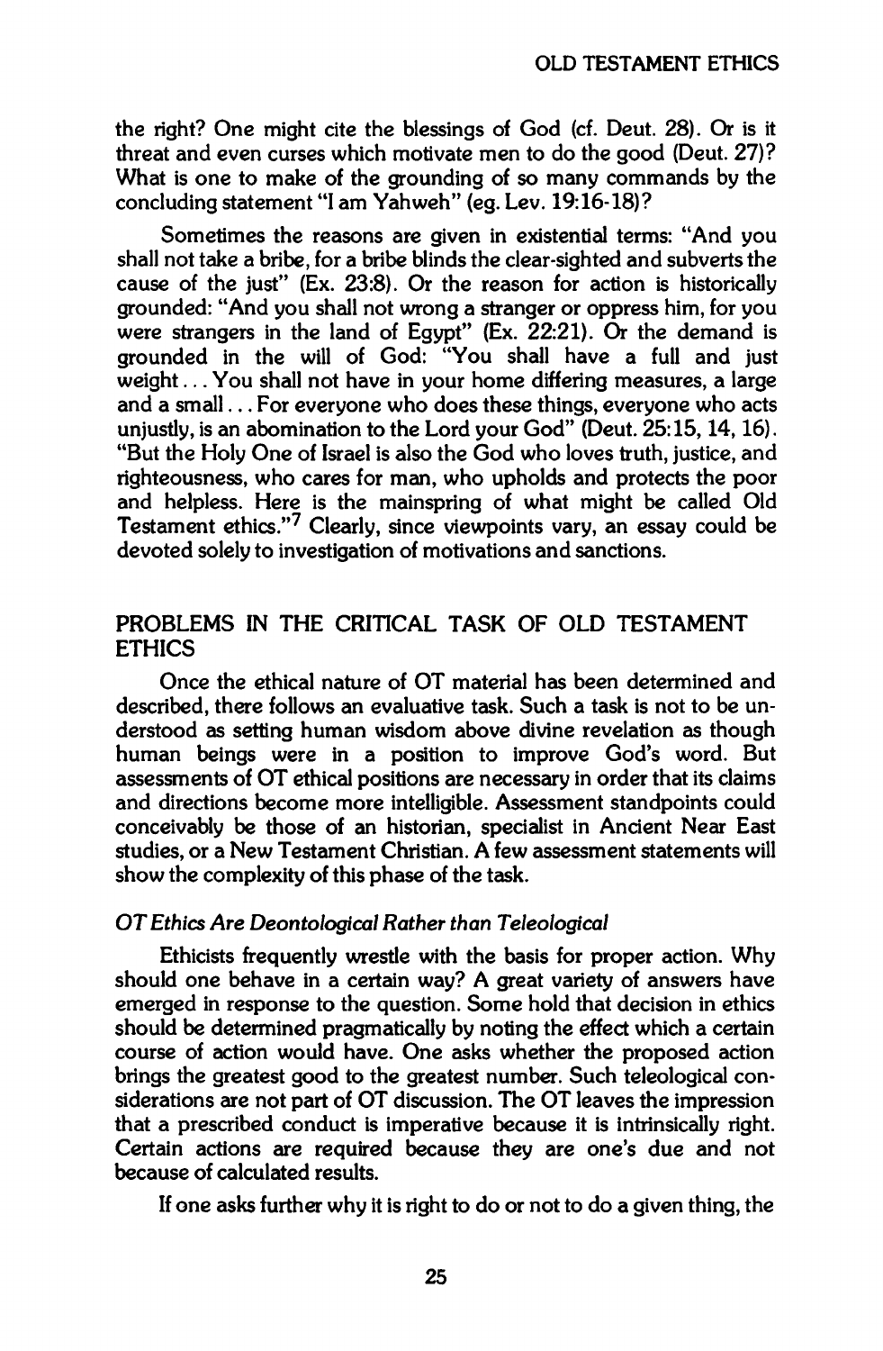the right? One might cite the blessings of God (cf. Deut. 28). Or is it threat and even curses which motivate men to do the good (Deut. 27)? What is one to make of the grounding of so many commands by the concluding statement "I am Yahweh" (eg. Lev. 19:16-18)?

Sometimes the reasons are given in existential terms: "And you shall not take a bribe, for a bribe blinds the clear-sighted and subverts the cause of the just" (Ex. 23:8). Or the reason for action is historically grounded: "And you shall not wrong a stranger or oppress him, for you were strangers in the land of Egypt" (Ex. 22:21). Or the demand is grounded in the will of God: "You shall have a full and just weight . . . You shall not have in your home differing measures, a large and a small . . . For everyone who does these things, everyone who acts unjustly, is an abomination to the Lord your God" (Deut. 25:15, 14, 16). "But the Holy One of Israel is also the God who loves truth, justice, and righteousness, who cares for man, who upholds and protects the poor and helpless. Here is the mainspring of what might be called Old Testament ethics."[7] Clearly, since viewpoints vary, an essay could be devoted solely to investigation of motivations and sanctions.

## PROBLEMS IN THE CRITICAL TASK OF OLD TESTAMENT ETHICS

Once the ethical nature of OT material has been determined and described, there follows an evaluative task. Such a task is not to be understood as setting human wisdom above divine revelation as though human beings were in a position to improve God's word. But assessments of OT ethical positions are necessary in order that its claims and directions become more intelligible. Assessment standpoints could conceivably be those of an historian, specialist in Ancient Near East studies, or a New Testament Christian. A few assessment statements will show the complexity of this phase of the task.

### *OT Ethics Are Deontological Rather than Teleological*

Ethicists frequently wrestle with the basis for proper action. Why should one behave in a certain way? A great variety of answers have emerged in response to the question. Some hold that decision in ethics should be determined pragmatically by noting the effect which a certain course of action would have. One asks whether the proposed action brings the greatest good to the greatest number. Such teleological considerations are not part of OT discussion. The OT leaves the impression that a prescribed conduct is imperative because it is intrinsically right. Certain actions are required because they are one's due and not because of calculated results.

If one asks further why it is right to do or not to do a given thing, the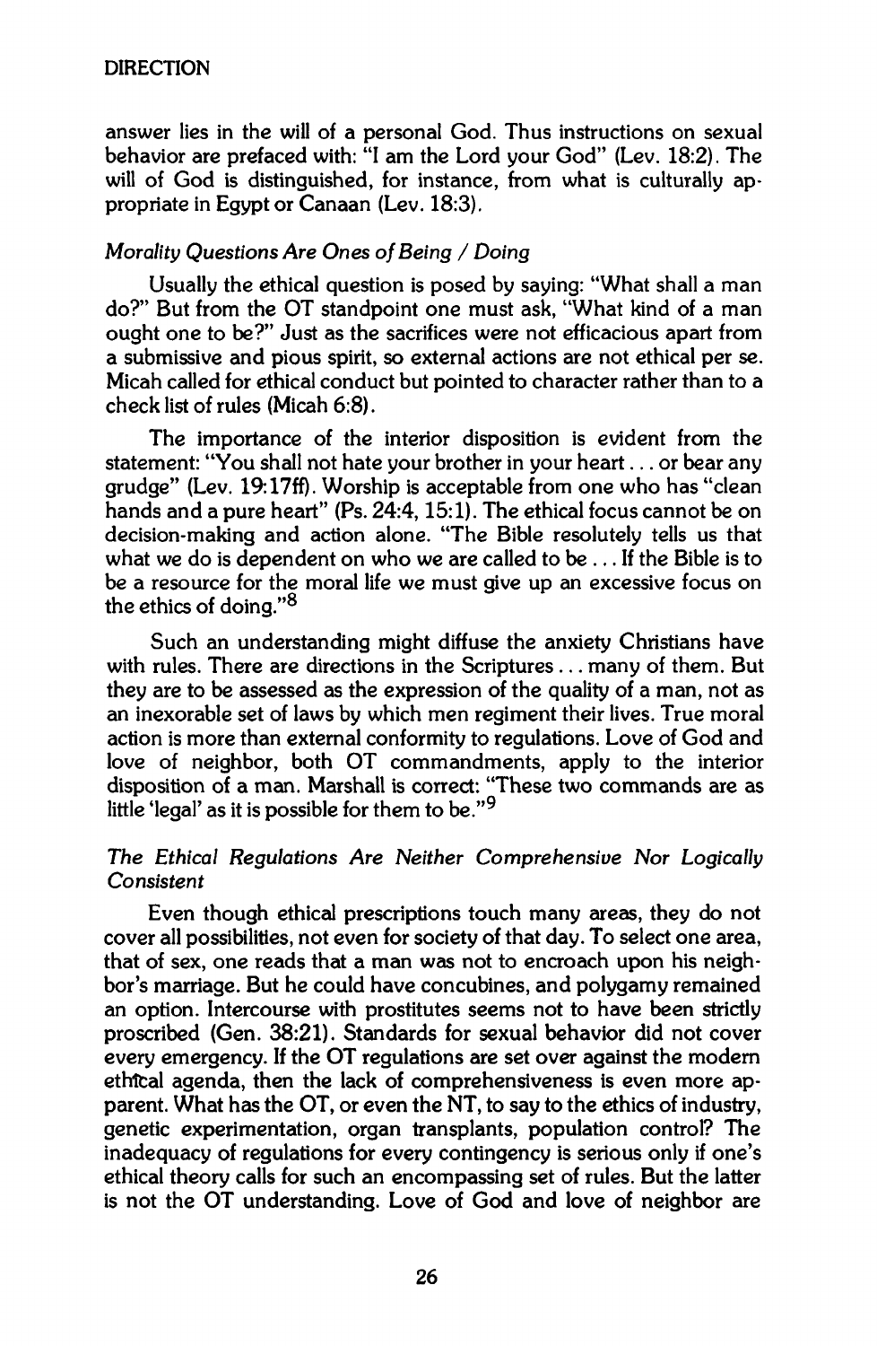answer lies in the will of a personal God. Thus instructions on sexual behavior are prefaced with: "I am the Lord your God" (Lev. 18:2). The will of God is distinguished, for instance, from what is culturally appropriate in Egypt or Canaan (Lev. 18:3).

### *Morality Questions Are Ones of Being / Doing*

Usually the ethical question is posed by saying: "What shall a man do?" But from the OT standpoint one must ask, "What kind of a man ought one to be?" Just as the sacrifices were not efficacious apart from a submissive and pious spirit, so external actions are not ethical per se. Micah called for ethical conduct but pointed to character rather than to a check list of rules (Micah 6:8).

The importance of the interior disposition is evident from the statement: "You shall not hate your brother in your heart . . . or bear any grudge" (Lev. 19:17ff). Worship is acceptable from one who has "clean hands and a pure heart" (Ps. 24:4, 15:1). The ethical focus cannot be on decision-making and action alone. "The Bible resolutely tells us that what we do is dependent on who we are called to be . . . If the Bible is to be a resource for the moral life we must give up an excessive focus on the ethics of doing."[8]

Such an understanding might diffuse the anxiety Christians have with rules. There are directions in the Scriptures . . . many of them. But they are to be assessed as the expression of the quality of a man, not as an inexorable set of laws by which men regiment their lives. True moral action is more than external conformity to regulations. Love of God and love of neighbor, both OT commandments, apply to the interior disposition of a man. Marshall is correct: "These two commands are as little 'legal' as it is possible for them to be."[9]

### *The Ethical Regulations Are Neither Comprehensive Nor Logically Consistent*

Even though ethical prescriptions touch many areas, they do not cover all possibilities, not even for society of that day. To select one area, that of sex, one reads that a man was not to encroach upon his neighbor's marriage. But he could have concubines, and polygamy remained an option. Intercourse with prostitutes seems not to have been strictly proscribed (Gen. 38:21). Standards for sexual behavior did not cover every emergency. If the OT regulations are set over against the modern ethical agenda, then the lack of comprehensiveness is even more apparent. What has the OT, or even the NT, to say to the ethics of industry, genetic experimentation, organ transplants, population control? The inadequacy of regulations for every contingency is serious only if one's ethical theory calls for such an encompassing set of rules. But the latter is not the OT understanding. Love of God and love of neighbor are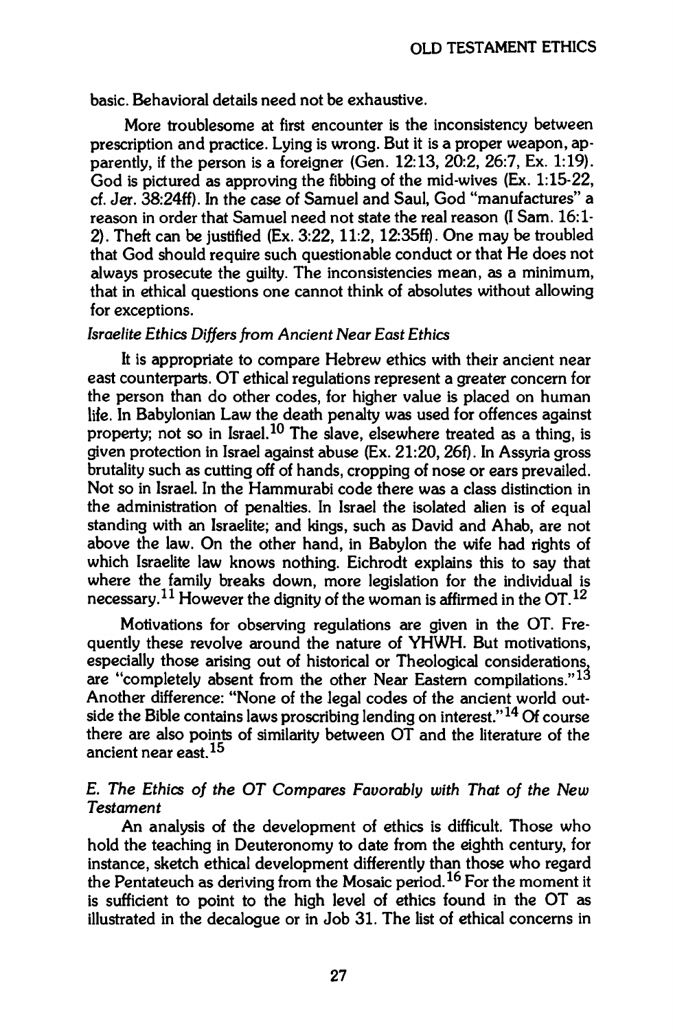basic. Behavioral details need not be exhaustive.

More troublesome at first encounter is the inconsistency between prescription and practice. Lying is wrong. But it is a proper weapon, apparently, if the person is a foreigner (Gen. 12:13, 20:2, 26:7, Ex. 1:19). God is pictured as approving the fibbing of the mid-wives (Ex. 1:15-22, cf. Jer. 38:24ff). In the case of Samuel and Saul, God "manufactures" a reason in order that Samuel need not state the real reason (I Sam. 16:1-2). Theft can be justified (Ex. 3:22, 11:2, 12:35ff). One may be troubled that God should require such questionable conduct or that He does not always prosecute the guilty. The inconsistencies mean, as a minimum, that in ethical questions one cannot think of absolutes without allowing for exceptions.

*Israelite Ethics Differs from Ancient Near East Ethics*

It is appropriate to compare Hebrew ethics with their ancient near east counterparts. OT ethical regulations represent a greater concern for the person than do other codes, for higher value is placed on human life. In Babylonian Law the death penalty was used for offences against property; not so in Israel.[10] The slave, elsewhere treated as a thing, is given protection in Israel against abuse (Ex. 21:20, 26f). In Assyria gross brutality such as cutting off of hands, cropping of nose or ears prevailed. Not so in Israel. In the Hammurabi code there was a class distinction in the administration of penalties. In Israel the isolated alien is of equal standing with an Israelite; and kings, such as David and Ahab, are not above the law. On the other hand, in Babylon the wife had rights of which Israelite law knows nothing. Eichrodt explains this to say that where the family breaks down, more legislation for the individual is necessary.[11] However the dignity of the woman is affirmed in the OT.[12]

Motivations for observing regulations are given in the OT. Frequently these revolve around the nature of YHWH. But motivations, especially those arising out of historical or Theological considerations, are "completely absent from the other Near Eastern compilations."[13] Another difference: "None of the legal codes of the ancient world outside the Bible contains laws proscribing lending on interest."[14] Of course there are also points of similarity between OT and the literature of the ancient near east.[15]

### *E. The Ethics of the OT Compares Favorably with That of the New Testament*

An analysis of the development of ethics is difficult. Those who hold the teaching in Deuteronomy to date from the eighth century, for instance, sketch ethical development differently than those who regard the Pentateuch as deriving from the Mosaic period.[16] For the moment it is sufficient to point to the high level of ethics found in the OT as illustrated in the decalogue or in Job 31. The list of ethical concerns in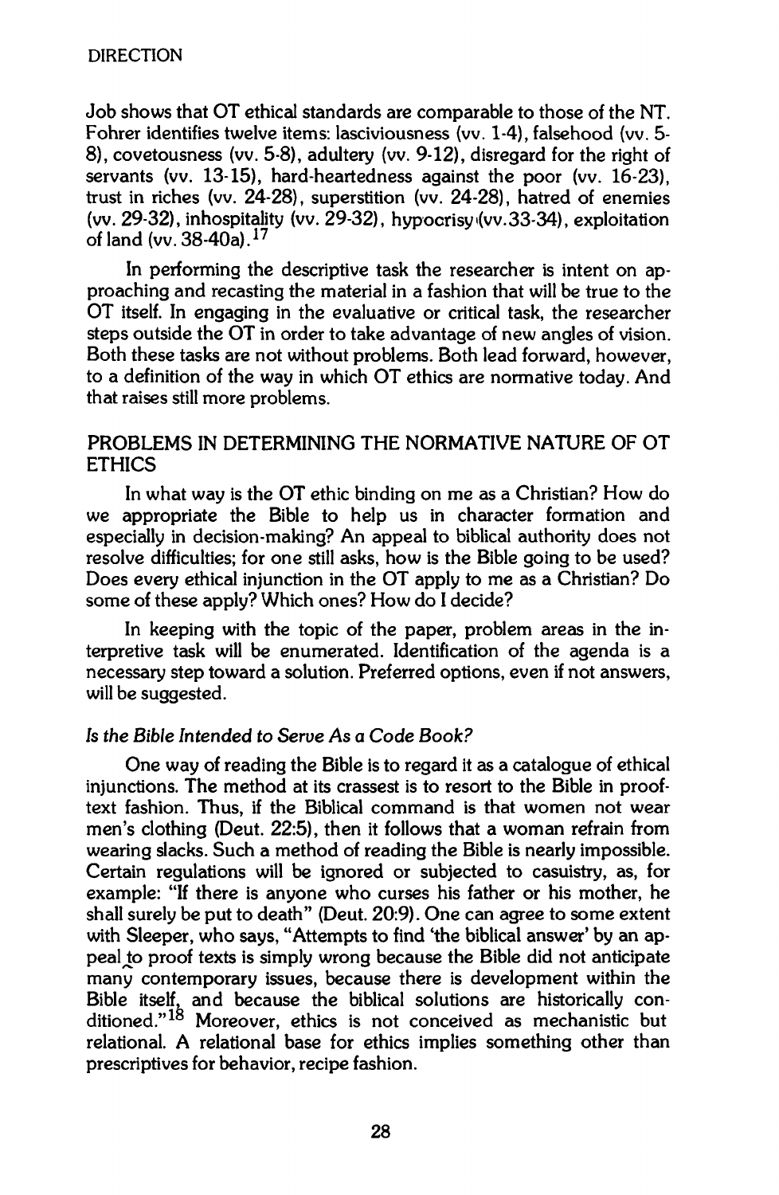Job shows that OT ethical standards are comparable to those of the NT. Fohrer identifies twelve items: lasciviousness (vv. 1-4), falsehood (vv. 5-8), covetousness (vv. 5-8), adultery (vv. 9-12), disregard for the right of servants (vv. 13-15), hard-heartedness against the poor (vv. 16-23), trust in riches (vv. 24-28), superstition (vv. 24-28), hatred of enemies (vv. 29-32), inhospitality (vv. 29-32), hypocrisy (vv. 33-34), exploitation of land (vv. 38-40a).[17]

In performing the descriptive task the researcher is intent on approaching and recasting the material in a fashion that will be true to the OT itself. In engaging in the evaluative or critical task, the researcher steps outside the OT in order to take advantage of new angles of vision. Both these tasks are not without problems. Both lead forward, however, to a definition of the way in which OT ethics are normative today. And that raises still more problems.

## PROBLEMS IN DETERMINING THE NORMATIVE NATURE OF OT ETHICS

In what way is the OT ethic binding on me as a Christian? How do we appropriate the Bible to help us in character formation and especially in decision-making? An appeal to biblical authority does not resolve difficulties; for one still asks, how is the Bible going to be used? Does every ethical injunction in the OT apply to me as a Christian? Do some of these apply? Which ones? How do I decide?

In keeping with the topic of the paper, problem areas in the interpretive task will be enumerated. Identification of the agenda is a necessary step toward a solution. Preferred options, even if not answers, will be suggested.

### *Is the Bible Intended to Serve As a Code Book?*

One way of reading the Bible is to regard it as a catalogue of ethical injunctions. The method at its crassest is to resort to the Bible in proof-text fashion. Thus, if the Biblical command is that women not wear men's clothing (Deut. 22:5), then it follows that a woman refrain from wearing slacks. Such a method of reading the Bible is nearly impossible. Certain regulations will be ignored or subjected to casuistry, as, for example: "If there is anyone who curses his father or his mother, he shall surely be put to death" (Deut. 20:9). One can agree to some extent with Sleeper, who says, "Attempts to find 'the biblical answer' by an appeal to proof texts is simply wrong because the Bible did not anticipate many contemporary issues, because there is development within the Bible itself, and because the biblical solutions are historically conditioned."[18] Moreover, ethics is not conceived as mechanistic but relational. A relational base for ethics implies something other than prescriptives for behavior, recipe fashion.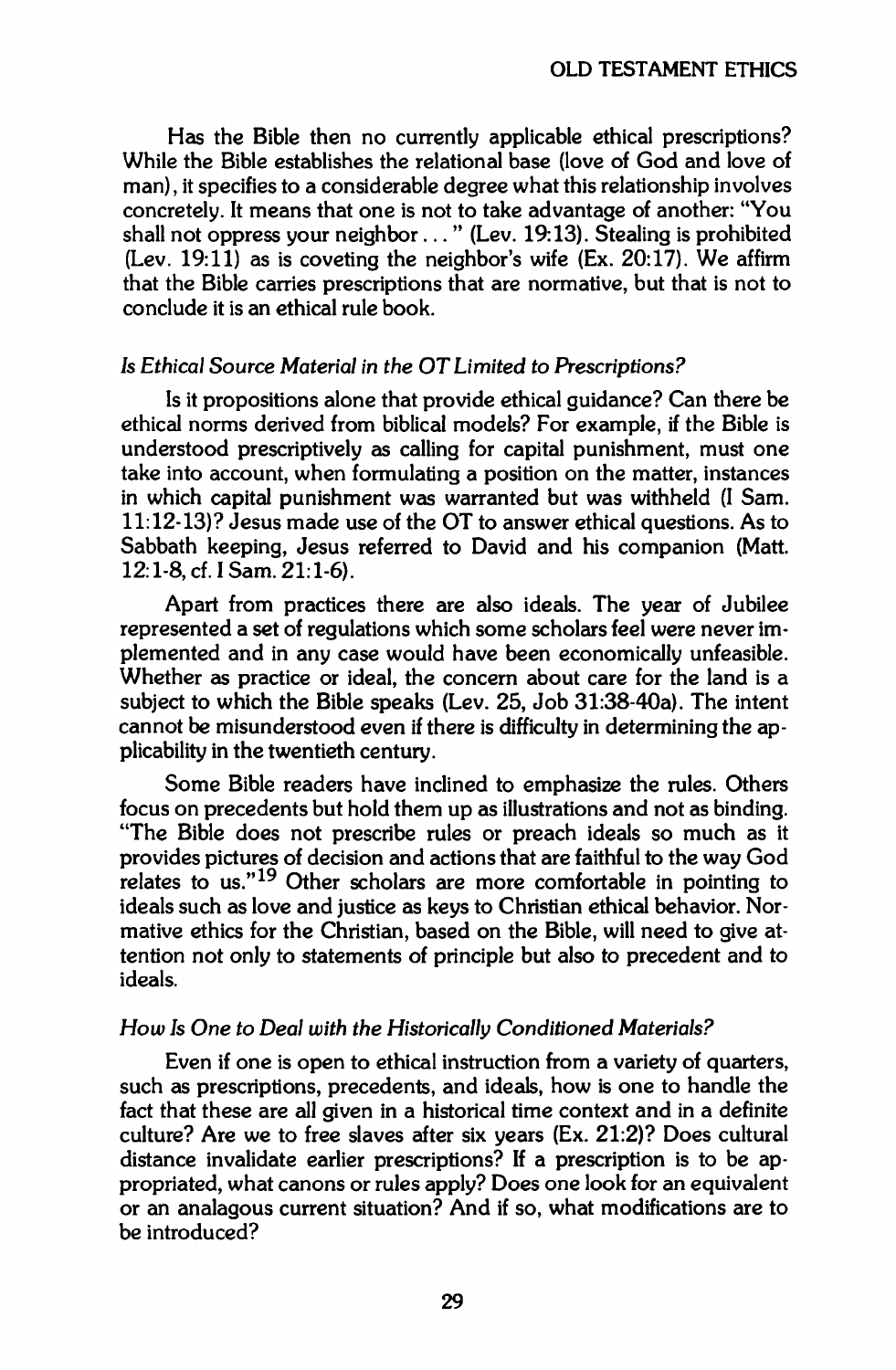Has the Bible then no currently applicable ethical prescriptions? While the Bible establishes the relational base (love of God and love of man), it specifies to a considerable degree what this relationship involves concretely. It means that one is not to take advantage of another: "You shall not oppress your neighbor . . . " (Lev. 19:13). Stealing is prohibited (Lev. 19:11) as is coveting the neighbor's wife (Ex. 20:17). We affirm that the Bible carries prescriptions that are normative, but that is not to conclude it is an ethical rule book.

### *Is Ethical Source Material in the OT Limited to Prescriptions?*

Is it propositions alone that provide ethical guidance? Can there be ethical norms derived from biblical models? For example, if the Bible is understood prescriptively as calling for capital punishment, must one take into account, when formulating a position on the matter, instances in which capital punishment was warranted but was withheld (I Sam. 11:12-13)? Jesus made use of the OT to answer ethical questions. As to Sabbath keeping, Jesus referred to David and his companion (Matt. 12:1-8, cf. I Sam. 21:1-6).

Apart from practices there are also ideals. The year of Jubilee represented a set of regulations which some scholars feel were never implemented and in any case would have been economically unfeasible. Whether as practice or ideal, the concern about care for the land is a subject to which the Bible speaks (Lev. 25, Job 31:38-40a). The intent cannot be misunderstood even if there is difficulty in determining the applicability in the twentieth century.

Some Bible readers have inclined to emphasize the rules. Others focus on precedents but hold them up as illustrations and not as binding. "The Bible does not prescribe rules or preach ideals so much as it provides pictures of decision and actions that are faithful to the way God relates to us."[19] Other scholars are more comfortable in pointing to ideals such as love and justice as keys to Christian ethical behavior. Normative ethics for the Christian, based on the Bible, will need to give attention not only to statements of principle but also to precedent and to ideals.

### *How Is One to Deal with the Historically Conditioned Materials?*

Even if one is open to ethical instruction from a variety of quarters, such as prescriptions, precedents, and ideals, how is one to handle the fact that these are all given in a historical time context and in a definite culture? Are we to free slaves after six years (Ex. 21:2)? Does cultural distance invalidate earlier prescriptions? If a prescription is to be appropriated, what canons or rules apply? Does one look for an equivalent or an analagous current situation? And if so, what modifications are to be introduced?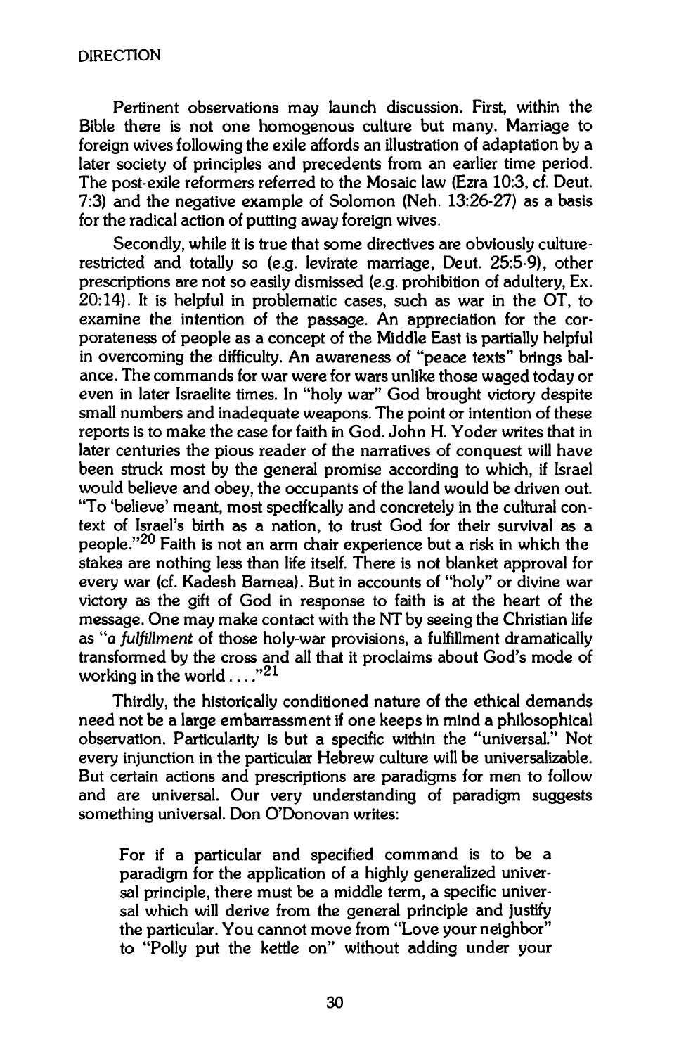Pertinent observations may launch discussion. First, within the Bible there is not one homogenous culture but many. Marriage to foreign wives following the exile affords an illustration of adaptation by a later society of principles and precedents from an earlier time period. The post-exile reformers referred to the Mosaic law (Ezra 10:3, cf. Deut. 7:3) and the negative example of Solomon (Neh. 13:26-27) as a basis for the radical action of putting away foreign wives.

Secondly, while it is true that some directives are obviously culture-restricted and totally so (e.g. levirate marriage, Deut. 25:5-9), other prescriptions are not so easily dismissed (e.g. prohibition of adultery, Ex. 20:14). It is helpful in problematic cases, such as war in the OT, to examine the intention of the passage. An appreciation for the corporateness of people as a concept of the Middle East is partially helpful in overcoming the difficulty. An awareness of "peace texts" brings balance. The commands for war were for wars unlike those waged today or even in later Israelite times. In "holy war" God brought victory despite small numbers and inadequate weapons. The point or intention of these reports is to make the case for faith in God. John H. Yoder writes that in later centuries the pious reader of the narratives of conquest will have been struck most by the general promise according to which, if Israel would believe and obey, the occupants of the land would be driven out. "To 'believe' meant, most specifically and concretely in the cultural context of Israel's birth as a nation, to trust God for their survival as a people."[20] Faith is not an arm chair experience but a risk in which the stakes are nothing less than life itself. There is not blanket approval for every war (cf. Kadesh Barnea). But in accounts of "holy" or divine war victory as the gift of God in response to faith is at the heart of the message. One may make contact with the NT by seeing the Christian life as "*a fulfillment* of those holy-war provisions, a fulfillment dramatically transformed by the cross and all that it proclaims about God's mode of working in the world . . . ."[21]

Thirdly, the historically conditioned nature of the ethical demands need not be a large embarrassment if one keeps in mind a philosophical observation. Particularity is but a specific within the "universal." Not every injunction in the particular Hebrew culture will be universalizable. But certain actions and prescriptions are paradigms for men to follow and are universal. Our very understanding of paradigm suggests something universal. Don O'Donovan writes:

> For if a particular and specified command is to be a paradigm for the application of a highly generalized universal principle, there must be a middle term, a specific universal which will derive from the general principle and justify the particular. You cannot move from "Love your neighbor" to "Polly put the kettle on" without adding under your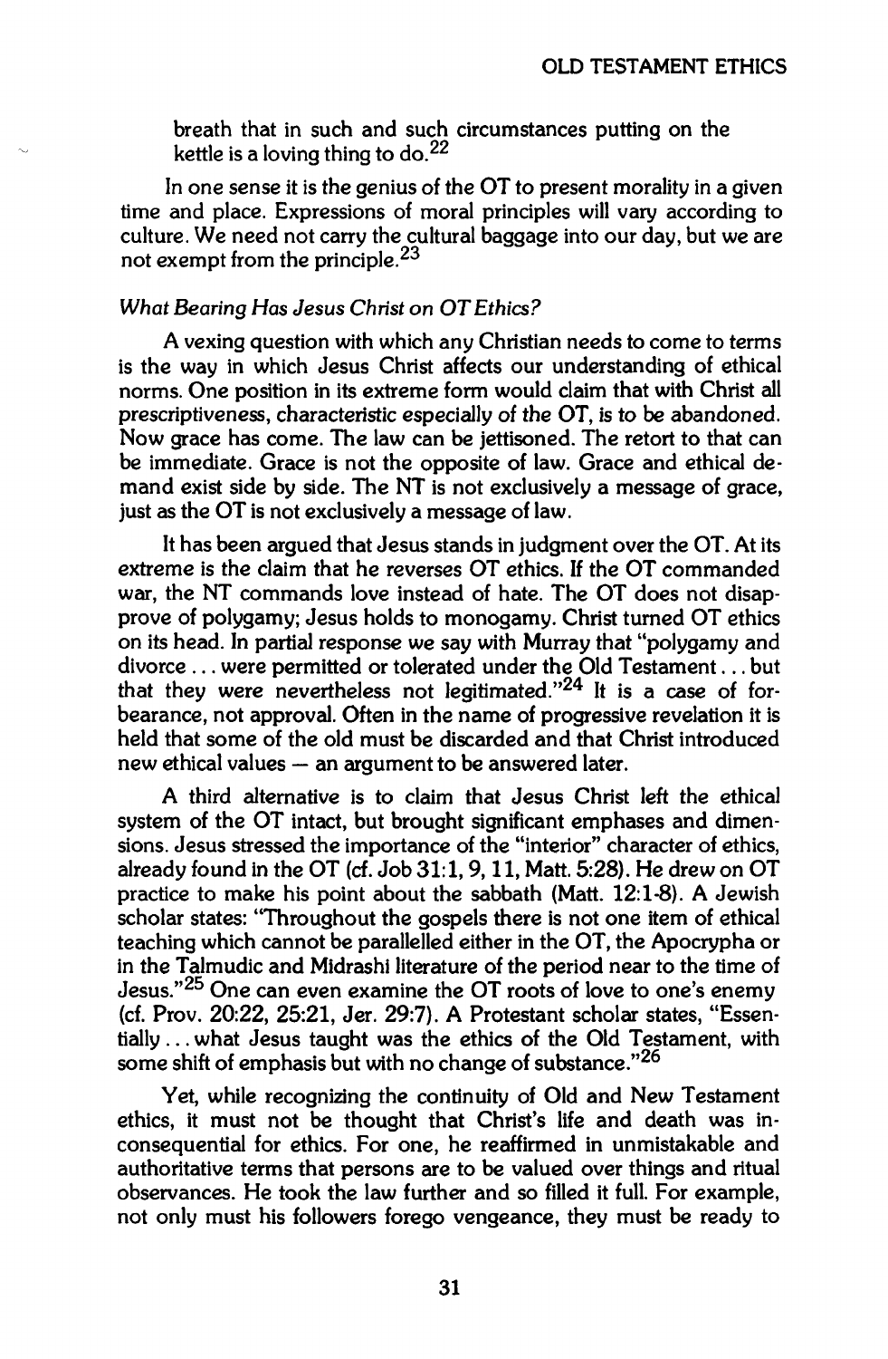breath that in such and such circumstances putting on the kettle is a loving thing to do.[22]

In one sense it is the genius of the OT to present morality in a given time and place. Expressions of moral principles will vary according to culture. We need not carry the cultural baggage into our day, but we are not exempt from the principle.[23]

### *What Bearing Has Jesus Christ on OT Ethics?*

A vexing question with which any Christian needs to come to terms is the way in which Jesus Christ affects our understanding of ethical norms. One position in its extreme form would claim that with Christ all prescriptiveness, characteristic especially of the OT, is to be abandoned. Now grace has come. The law can be jettisoned. The retort to that can be immediate. Grace is not the opposite of law. Grace and ethical demand exist side by side. The NT is not exclusively a message of grace, just as the OT is not exclusively a message of law.

It has been argued that Jesus stands in judgment over the OT. At its extreme is the claim that he reverses OT ethics. If the OT commanded war, the NT commands love instead of hate. The OT does not disapprove of polygamy; Jesus holds to monogamy. Christ turned OT ethics on its head. In partial response we say with Murray that "polygamy and divorce . . . were permitted or tolerated under the Old Testament . . . but that they were nevertheless not legitimated."[24] It is a case of forbearance, not approval. Often in the name of progressive revelation it is held that some of the old must be discarded and that Christ introduced new ethical values — an argument to be answered later.

A third alternative is to claim that Jesus Christ left the ethical system of the OT intact, but brought significant emphases and dimensions. Jesus stressed the importance of the "interior" character of ethics, already found in the OT (cf. Job 31:1, 9, 11, Matt. 5:28). He drew on OT practice to make his point about the sabbath (Matt. 12:1-8). A Jewish scholar states: "Throughout the gospels there is not one item of ethical teaching which cannot be parallelled either in the OT, the Apocrypha or in the Talmudic and Midrashi literature of the period near to the time of Jesus."[25] One can even examine the OT roots of love to one's enemy (cf. Prov. 20:22, 25:21, Jer. 29:7). A Protestant scholar states, "Essentially . . . what Jesus taught was the ethics of the Old Testament, with some shift of emphasis but with no change of substance."[26]

Yet, while recognizing the continuity of Old and New Testament ethics, it must not be thought that Christ's life and death was inconsequential for ethics. For one, he reaffirmed in unmistakable and authoritative terms that persons are to be valued over things and ritual observances. He took the law further and so filled it full. For example, not only must his followers forego vengeance, they must be ready to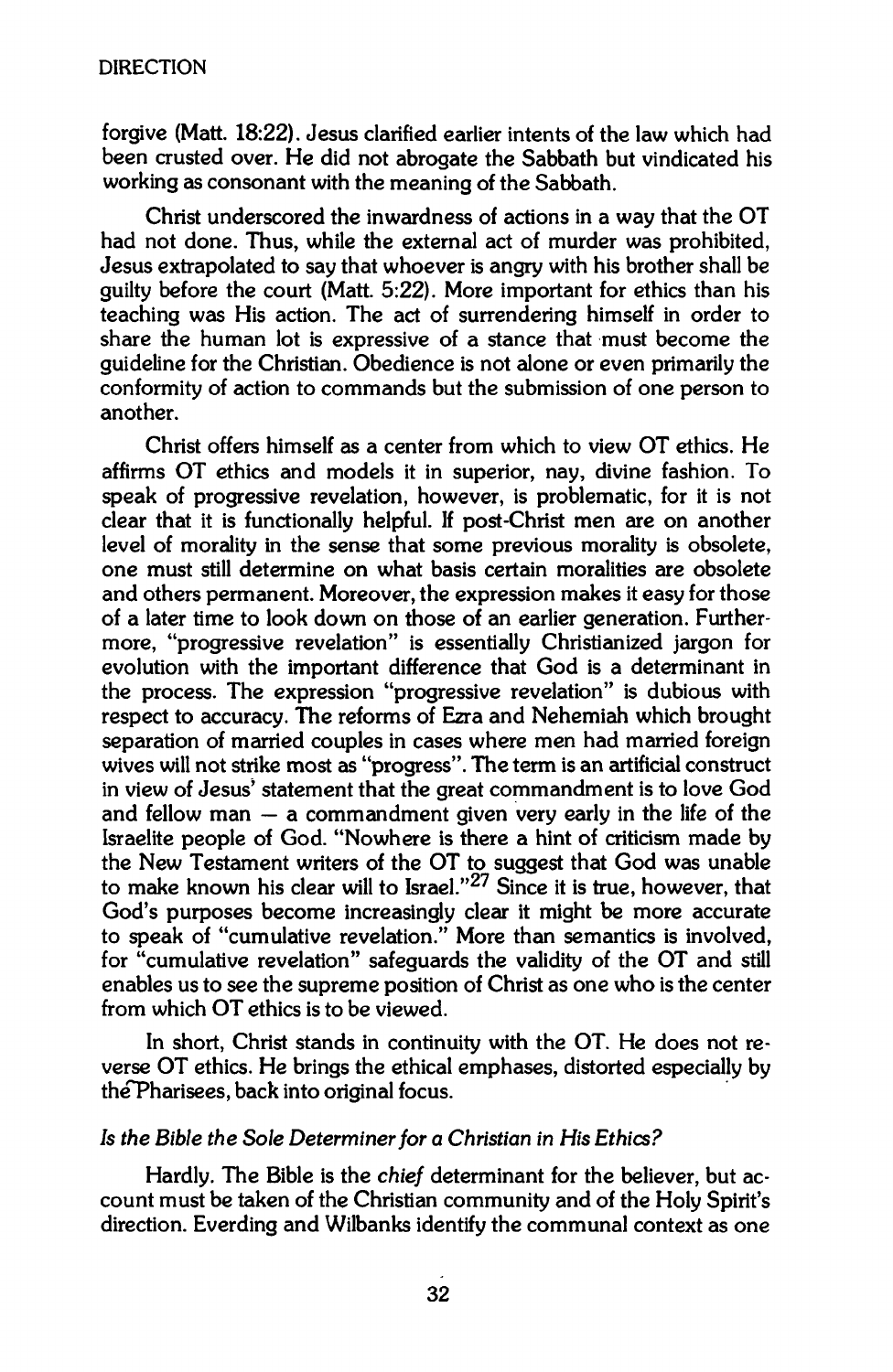forgive (Matt. 18:22). Jesus clarified earlier intents of the law which had been crusted over. He did not abrogate the Sabbath but vindicated his working as consonant with the meaning of the Sabbath.

Christ underscored the inwardness of actions in a way that the OT had not done. Thus, while the external act of murder was prohibited, Jesus extrapolated to say that whoever is angry with his brother shall be guilty before the court (Matt. 5:22). More important for ethics than his teaching was His action. The act of surrendering himself in order to share the human lot is expressive of a stance that must become the guideline for the Christian. Obedience is not alone or even primarily the conformity of action to commands but the submission of one person to another.

Christ offers himself as a center from which to view OT ethics. He affirms OT ethics and models it in superior, nay, divine fashion. To speak of progressive revelation, however, is problematic, for it is not clear that it is functionally helpful. If post-Christ men are on another level of morality in the sense that some previous morality is obsolete, one must still determine on what basis certain moralities are obsolete and others permanent. Moreover, the expression makes it easy for those of a later time to look down on those of an earlier generation. Furthermore, "progressive revelation" is essentially Christianized jargon for evolution with the important difference that God is a determinant in the process. The expression "progressive revelation" is dubious with respect to accuracy. The reforms of Ezra and Nehemiah which brought separation of married couples in cases where men had married foreign wives will not strike most as "progress". The term is an artificial construct in view of Jesus' statement that the great commandment is to love God and fellow man — a commandment given very early in the life of the Israelite people of God. "Nowhere is there a hint of criticism made by the New Testament writers of the OT to suggest that God was unable to make known his clear will to Israel."[27] Since it is true, however, that God's purposes become increasingly clear it might be more accurate to speak of "cumulative revelation." More than semantics is involved, for "cumulative revelation" safeguards the validity of the OT and still enables us to see the supreme position of Christ as one who is the center from which OT ethics is to be viewed.

In short, Christ stands in continuity with the OT. He does not reverse OT ethics. He brings the ethical emphases, distorted especially by the Pharisees, back into original focus.

### *Is the Bible the Sole Determiner for a Christian in His Ethics?*

Hardly. The Bible is the *chief* determinant for the believer, but account must be taken of the Christian community and of the Holy Spirit's direction. Everding and Wilbanks identify the communal context as one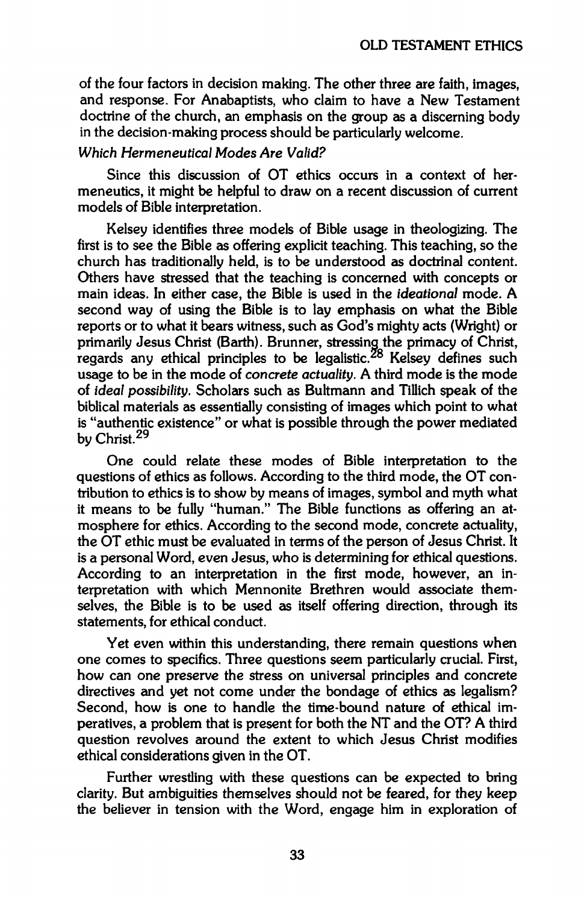of the four factors in decision making. The other three are faith, images, and response. For Anabaptists, who claim to have a New Testament doctrine of the church, an emphasis on the group as a discerning body in the decision-making process should be particularly welcome.

*Which Hermeneutical Modes Are Valid?*

Since this discussion of OT ethics occurs in a context of hermeneutics, it might be helpful to draw on a recent discussion of current models of Bible interpretation.

Kelsey identifies three models of Bible usage in theologizing. The first is to see the Bible as offering explicit teaching. This teaching, so the church has traditionally held, is to be understood as doctrinal content. Others have stressed that the teaching is concerned with concepts or main ideas. In either case, the Bible is used in the *ideational* mode. A second way of using the Bible is to lay emphasis on what the Bible reports or to what it bears witness, such as God's mighty acts (Wright) or primarily Jesus Christ (Barth). Brunner, stressing the primacy of Christ, regards any ethical principles to be legalistic.[28] Kelsey defines such usage to be in the mode of *concrete actuality*. A third mode is the mode of *ideal possibility*. Scholars such as Bultmann and Tillich speak of the biblical materials as essentially consisting of images which point to what is "authentic existence" or what is possible through the power mediated by Christ.[29]

One could relate these modes of Bible interpretation to the questions of ethics as follows. According to the third mode, the OT contribution to ethics is to show by means of images, symbol and myth what it means to be fully "human." The Bible functions as offering an atmosphere for ethics. According to the second mode, concrete actuality, the OT ethic must be evaluated in terms of the person of Jesus Christ. It is a personal Word, even Jesus, who is determining for ethical questions. According to an interpretation in the first mode, however, an interpretation with which Mennonite Brethren would associate themselves, the Bible is to be used as itself offering direction, through its statements, for ethical conduct.

Yet even within this understanding, there remain questions when one comes to specifics. Three questions seem particularly crucial. First, how can one preserve the stress on universal principles and concrete directives and yet not come under the bondage of ethics as legalism? Second, how is one to handle the time-bound nature of ethical imperatives, a problem that is present for both the NT and the OT? A third question revolves around the extent to which Jesus Christ modifies ethical considerations given in the OT.

Further wrestling with these questions can be expected to bring clarity. But ambiguities themselves should not be feared, for they keep the believer in tension with the Word, engage him in exploration of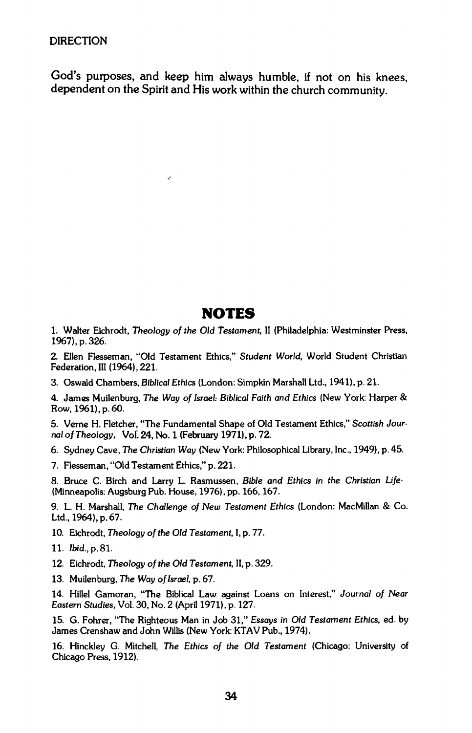God's purposes, and keep him always humble, if not on his knees, dependent on the Spirit and His work within the church community.

## NOTES

1. Walter Eichrodt, *Theology of the Old Testament*, II (Philadelphia: Westminster Press, 1967), p. 326.

2. Ellen Flesseman, "Old Testament Ethics," *Student World*, World Student Christian Federation, III (1964), 221.

3. Oswald Chambers, *Biblical Ethics* (London: Simpkin Marshall Ltd., 1941), p. 21.

4. James Muilenburg, *The Way of Israel: Biblical Faith and Ethics* (New York: Harper & Row, 1961), p. 60.

5. Verne H. Fletcher, "The Fundamental Shape of Old Testament Ethics," *Scottish Journal of Theology*, Vol. 24, No. 1 (February 1971), p. 72.

6. Sydney Cave, *The Christian Way* (New York: Philosophical Library, Inc., 1949), p. 45.

7. Flesseman, "Old Testament Ethics," p. 221.

8. Bruce C. Birch and Larry L. Rasmussen, *Bible and Ethics in the Christian Life* (Minneapolis: Augsburg Pub. House, 1976), pp. 166, 167.

9. L. H. Marshall, *The Challenge of New Testament Ethics* (London: MacMillan & Co. Ltd., 1964), p. 67.

10. Eichrodt, *Theology of the Old Testament*, I, p. 77.

11. *Ibid.*, p. 81.

12. Eichrodt, *Theology of the Old Testament*, II, p. 329.

13. Muilenburg, *The Way of Israel*, p. 67.

14. Hillel Gamoran, "The Biblical Law against Loans on Interest," *Journal of Near Eastern Studies*, Vol. 30, No. 2 (April 1971), p. 127.

15. G. Fohrer, "The Righteous Man in Job 31," *Essays in Old Testament Ethics*, ed. by James Crenshaw and John Willis (New York: KTAV Pub., 1974).

16. Hinckley G. Mitchell, *The Ethics of the Old Testament* (Chicago: University of Chicago Press, 1912).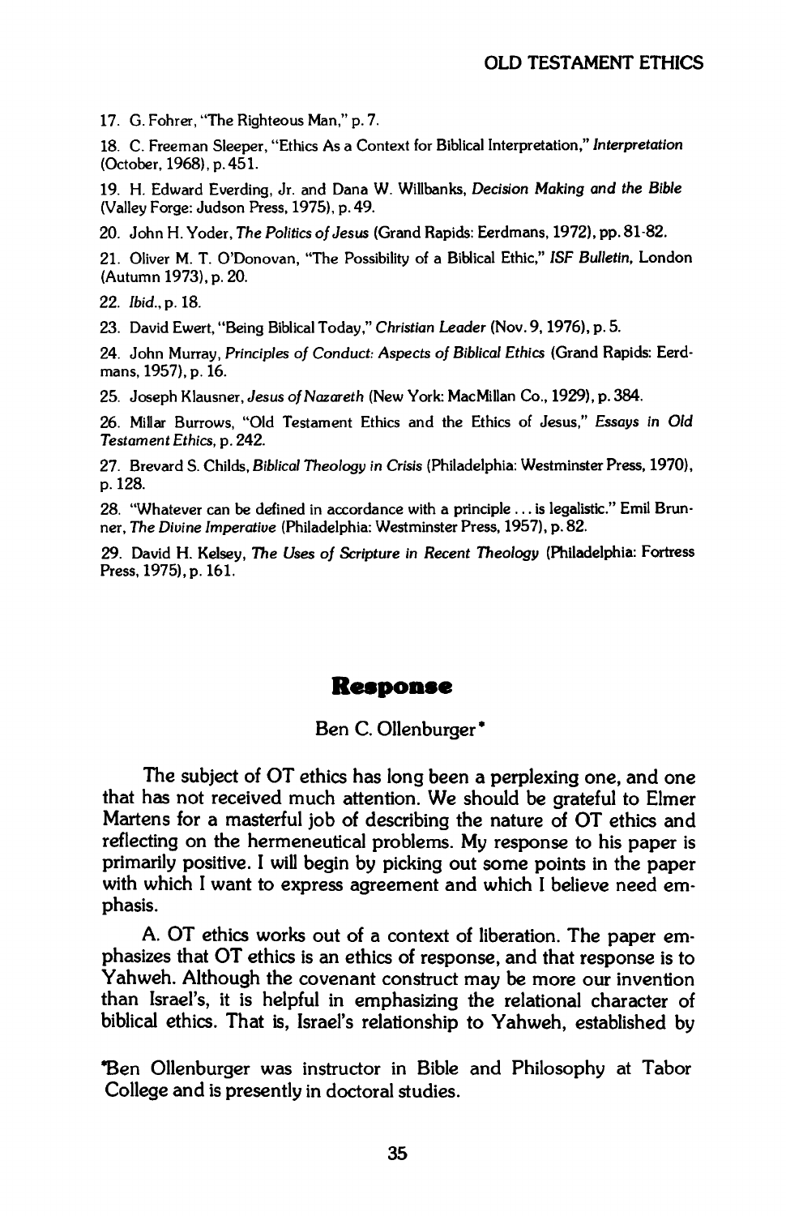17. G. Fohrer, "The Righteous Man," p. 7.

18. C. Freeman Sleeper, "Ethics As a Context for Biblical Interpretation," *Interpretation* (October, 1968), p. 451.

19. H. Edward Everding, Jr. and Dana W. Willbanks, *Decision Making and the Bible* (Valley Forge: Judson Press, 1975), p. 49.

20. John H. Yoder, *The Politics of Jesus* (Grand Rapids: Eerdmans, 1972), pp. 81-82.

21. Oliver M. T. O'Donovan, "The Possibility of a Biblical Ethic," *ISF Bulletin*, London (Autumn 1973), p. 20.

22. *Ibid.*, p. 18.

23. David Ewert, "Being Biblical Today," *Christian Leader* (Nov. 9, 1976), p. 5.

24. John Murray, *Principles of Conduct: Aspects of Biblical Ethics* (Grand Rapids: Eerdmans, 1957), p. 16.

25. Joseph Klausner, *Jesus of Nazareth* (New York: MacMillan Co., 1929), p. 384.

26. Millar Burrows, "Old Testament Ethics and the Ethics of Jesus," *Essays in Old Testament Ethics*, p. 242.

27. Brevard S. Childs, *Biblical Theology in Crisis* (Philadelphia: Westminster Press, 1970), p. 128.

28. "Whatever can be defined in accordance with a principle . . . is legalistic." Emil Brunner, *The Divine Imperative* (Philadelphia: Westminster Press, 1957), p. 82.

29. David H. Kelsey, *The Uses of Scripture in Recent Theology* (Philadelphia: Fortress Press, 1975), p. 161.

## Response

Ben C. Ollenburger*

The subject of OT ethics has long been a perplexing one, and one that has not received much attention. We should be grateful to Elmer Martens for a masterful job of describing the nature of OT ethics and reflecting on the hermeneutical problems. My response to his paper is primarily positive. I will begin by picking out some points in the paper with which I want to express agreement and which I believe need emphasis.

A. OT ethics works out of a context of liberation. The paper emphasizes that OT ethics is an ethics of response, and that response is to Yahweh. Although the covenant construct may be more our invention than Israel's, it is helpful in emphasizing the relational character of biblical ethics. That is, Israel's relationship to Yahweh, established by

*Ben Ollenburger was instructor in Bible and Philosophy at Tabor College and is presently in doctoral studies.